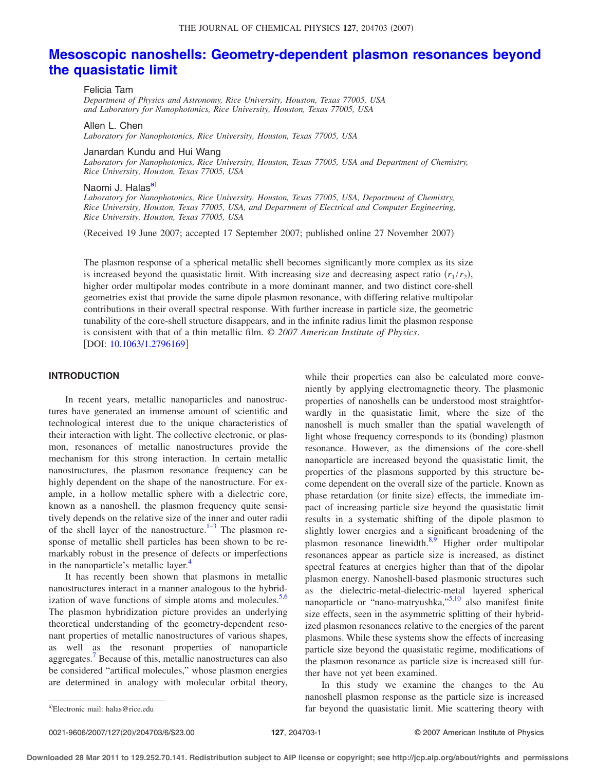# Mesoscopic nanoshells: Geometry-dependent plasmon resonances beyond the quasistatic limit

Felicia Tam
*Department of Physics and Astronomy, Rice University, Houston, Texas 77005, USA and Laboratory for Nanophotonics, Rice University, Houston, Texas 77005, USA*

Allen L. Chen
*Laboratory for Nanophotonics, Rice University, Houston, Texas 77005, USA*

Janardan Kundu and Hui Wang
*Laboratory for Nanophotonics, Rice University, Houston, Texas 77005, USA and Department of Chemistry, Rice University, Houston, Texas 77005, USA*

Naomi J. Halas[a]
*Laboratory for Nanophotonics, Rice University, Houston, Texas 77005, USA, Department of Chemistry, Rice University, Houston, Texas 77005, USA, and Department of Electrical and Computer Engineering, Rice University, Houston, Texas 77005, USA*

(Received 19 June 2007; accepted 17 September 2007; published online 27 November 2007)

The plasmon response of a spherical metallic shell becomes significantly more complex as its size is increased beyond the quasistatic limit. With increasing size and decreasing aspect ratio $(r_1/r_2)$, higher order multipolar modes contribute in a more dominant manner, and two distinct core-shell geometries exist that provide the same dipole plasmon resonance, with differing relative multipolar contributions in their overall spectral response. With further increase in particle size, the geometric tunability of the core-shell structure disappears, and in the infinite radius limit the plasmon response is consistent with that of a thin metallic film. *© 2007 American Institute of Physics.* [DOI: 10.1063/1.2796169]

## INTRODUCTION

In recent years, metallic nanoparticles and nanostructures have generated an immense amount of scientific and technological interest due to the unique characteristics of their interaction with light. The collective electronic, or plasmon, resonances of metallic nanostructures provide the mechanism for this strong interaction. In certain metallic nanostructures, the plasmon resonance frequency can be highly dependent on the shape of the nanostructure. For example, in a hollow metallic sphere with a dielectric core, known as a nanoshell, the plasmon frequency quite sensitively depends on the relative size of the inner and outer radii of the shell layer of the nanostructure.[1–3] The plasmon response of metallic shell particles has been shown to be remarkably robust in the presence of defects or imperfections in the nanoparticle's metallic layer.[4]

It has recently been shown that plasmons in metallic nanostructures interact in a manner analogous to the hybridization of wave functions of simple atoms and molecules.[5,6] The plasmon hybridization picture provides an underlying theoretical understanding of the geometry-dependent resonant properties of metallic nanostructures of various shapes, as well as the resonant properties of nanoparticle aggregates.[7] Because of this, metallic nanostructures can also be considered "artifical molecules," whose plasmon energies are determined in analogy with molecular orbital theory, while their properties can also be calculated more conveniently by applying electromagnetic theory. The plasmonic properties of nanoshells can be understood most straightforwardly in the quasistatic limit, where the size of the nanoshell is much smaller than the spatial wavelength of light whose frequency corresponds to its (bonding) plasmon resonance. However, as the dimensions of the core-shell nanoparticle are increased beyond the quasistatic limit, the properties of the plasmons supported by this structure become dependent on the overall size of the particle. Known as phase retardation (or finite size) effects, the immediate impact of increasing particle size beyond the quasistatic limit results in a systematic shifting of the dipole plasmon to slightly lower energies and a significant broadening of the plasmon resonance linewidth.[8,9] Higher order multipolar resonances appear as particle size is increased, as distinct spectral features at energies higher than that of the dipolar plasmon energy. Nanoshell-based plasmonic structures such as the dielectric-metal-dielectric-metal layered spherical nanoparticle or "nano-matryushka,"[5,10] also manifest finite size effects, seen in the asymmetric splitting of their hybridized plasmon resonances relative to the energies of the parent plasmons. While these systems show the effects of increasing particle size beyond the quasistatic regime, modifications of the plasmon resonance as particle size is increased still further have not yet been examined.

In this study we examine the changes to the Au nanoshell plasmon response as the particle size is increased far beyond the quasistatic limit. Mie scattering theory with

[a]Electronic mail: halas@rice.edu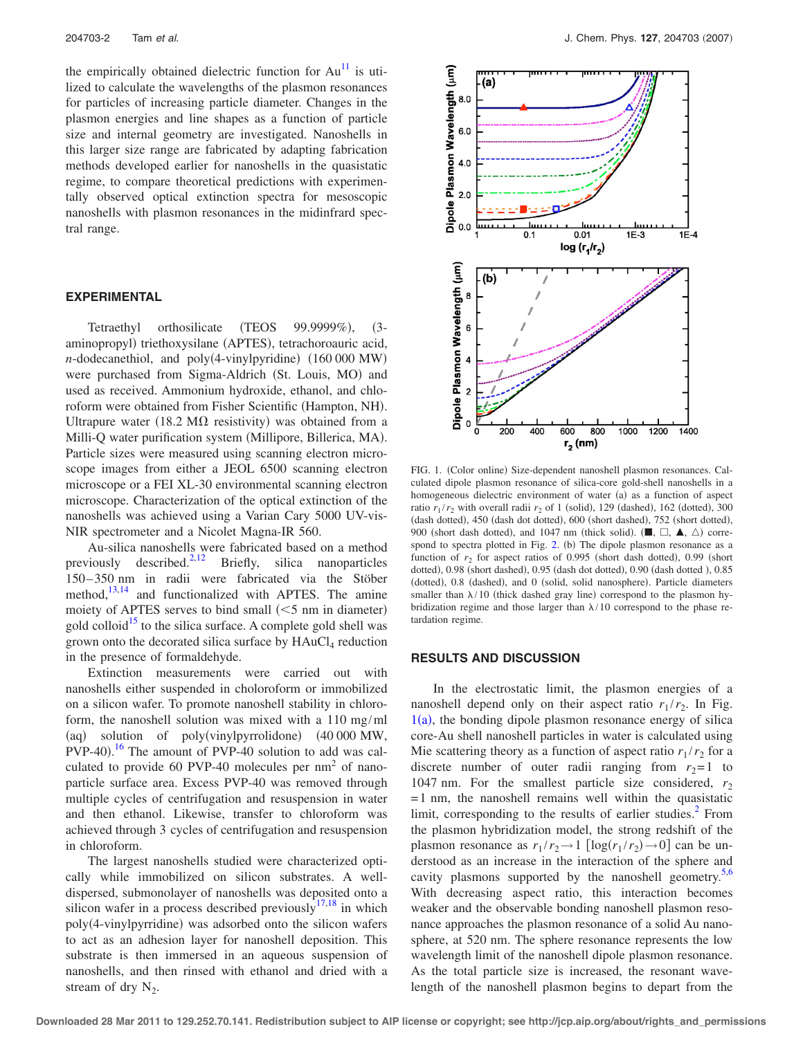the empirically obtained dielectric function for Au[11] is utilized to calculate the wavelengths of the plasmon resonances for particles of increasing particle diameter. Changes in the plasmon energies and line shapes as a function of particle size and internal geometry are investigated. Nanoshells in this larger size range are fabricated by adapting fabrication methods developed earlier for nanoshells in the quasistatic regime, to compare theoretical predictions with experimentally observed optical extinction spectra for mesoscopic nanoshells with plasmon resonances in the midinfrared spectral range.

## EXPERIMENTAL

Tetraethyl orthosilicate (TEOS 99.9999%), (3-aminopropyl) triethoxysilane (APTES), tetrachoroauric acid, *n*-dodecanethiol, and poly(4-vinylpyridine) (160 000 MW) were purchased from Sigma-Aldrich (St. Louis, MO) and used as received. Ammonium hydroxide, ethanol, and chloroform were obtained from Fisher Scientific (Hampton, NH). Ultrapure water (18.2 MΩ resistivity) was obtained from a Milli-Q water purification system (Millipore, Billerica, MA). Particle sizes were measured using scanning electron microscope images from either a JEOL 6500 scanning electron microscope or a FEI XL-30 environmental scanning electron microscope. Characterization of the optical extinction of the nanoshells was achieved using a Varian Cary 5000 UV-vis-NIR spectrometer and a Nicolet Magna-IR 560.

Au-silica nanoshells were fabricated based on a method previously described.[2,12] Briefly, silica nanoparticles 150–350 nm in radii were fabricated via the Stöber method,[13,14] and functionalized with APTES. The amine moiety of APTES serves to bind small (<5 nm in diameter) gold colloid[15] to the silica surface. A complete gold shell was grown onto the decorated silica surface by $HAuCl_4$ reduction in the presence of formaldehyde.

Extinction measurements were carried out with nanoshells either suspended in choloroform or immobilized on a silicon wafer. To promote nanoshell stability in chloroform, the nanoshell solution was mixed with a 110 mg/ml (aq) solution of poly(vinylpyrrolidone) (40 000 MW, PVP-40).[16] The amount of PVP-40 solution to add was calculated to provide 60 PVP-40 molecules per $nm^2$ of nanoparticle surface area. Excess PVP-40 was removed through multiple cycles of centrifugation and resuspension in water and then ethanol. Likewise, transfer to chloroform was achieved through 3 cycles of centrifugation and resuspension in chloroform.

The largest nanoshells studied were characterized optically while immobilized on silicon substrates. A well-dispersed, submonolayer of nanoshells was deposited onto a silicon wafer in a process described previously[17,18] in which poly(4-vinylpyrridine) was adsorbed onto the silicon wafers to act as an adhesion layer for nanoshell deposition. This substrate is then immersed in an aqueous suspension of nanoshells, and then rinsed with ethanol and dried with a stream of dry $N_2$.

FIG. 1. (Color online) Size-dependent nanoshell plasmon resonances. Calculated dipole plasmon resonance of silica-core gold-shell nanoshells in a homogeneous dielectric environment of water (a) as a function of aspect ratio $r_1/r_2$ with overall radii $r_2$ of 1 (solid), 129 (dashed), 162 (dotted), 300 (dash dotted), 450 (dash dot dotted), 600 (short dashed), 752 (short dotted), 900 (short dash dotted), and 1047 nm (thick solid). (■, □, ▲, △) correspond to spectra plotted in Fig. 2. (b) The dipole plasmon resonance as a function of $r_2$ for aspect ratios of 0.995 (short dash dotted), 0.99 (short dotted), 0.98 (short dashed), 0.95 (dash dot dotted), 0.90 (dash dotted ), 0.85 (dotted), 0.8 (dashed), and 0 (solid, solid nanosphere). Particle diameters smaller than λ/10 (thick dashed gray line) correspond to the plasmon hybridization regime and those larger than λ/10 correspond to the phase retardation regime.

## RESULTS AND DISCUSSION

In the electrostatic limit, the plasmon energies of a nanoshell depend only on their aspect ratio $r_1/r_2$. In Fig. 1(a), the bonding dipole plasmon resonance energy of silica core-Au shell nanoshell particles in water is calculated using Mie scattering theory as a function of aspect ratio $r_1/r_2$ for a discrete number of outer radii ranging from $r_2=1$ to 1047 nm. For the smallest particle size considered, $r_2=1$ nm, the nanoshell remains well within the quasistatic limit, corresponding to the results of earlier studies.[2] From the plasmon hybridization model, the strong redshift of the plasmon resonance as $r_1/r_2 \rightarrow 1$ $[\log(r_1/r_2) \rightarrow 0]$ can be understood as an increase in the interaction of the sphere and cavity plasmons supported by the nanoshell geometry.[5,6] With decreasing aspect ratio, this interaction becomes weaker and the observable bonding nanoshell plasmon resonance approaches the plasmon resonance of a solid Au nanosphere, at 520 nm. The sphere resonance represents the low wavelength limit of the nanoshell dipole plasmon resonance. As the total particle size is increased, the resonant wavelength of the nanoshell plasmon begins to depart from the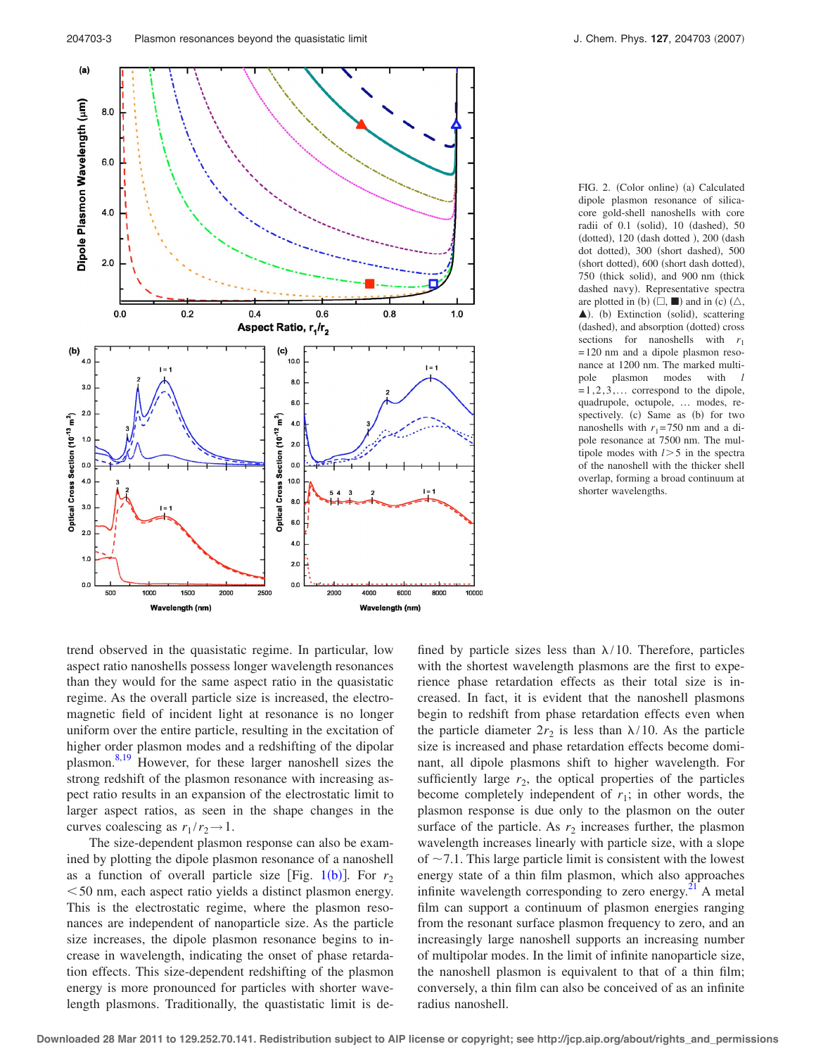FIG. 2. (Color online) (a) Calculated dipole plasmon resonance of silica-core gold-shell nanoshells with core radii of 0.1 (solid), 10 (dashed), 50 (dotted), 120 (dash dotted ), 200 (dash dot dotted), 300 (short dashed), 500 (short dotted), 600 (short dash dotted), 750 (thick solid), and 900 nm (thick dashed navy). Representative spectra are plotted in (b) (□, ■) and in (c) (△, ▲). (b) Extinction (solid), scattering (dashed), and absorption (dotted) cross sections for nanoshells with $r_1 = 120$ nm and a dipole plasmon resonance at 1200 nm. The marked multipole plasmon modes with $l = 1, 2, 3, \ldots$ correspond to the dipole, quadrupole, octupole, … modes, respectively. (c) Same as (b) for two nanoshells with $r_1 = 750$ nm and a dipole resonance at 7500 nm. The multipole modes with $l > 5$ in the spectra of the nanoshell with the thicker shell overlap, forming a broad continuum at shorter wavelengths.

trend observed in the quasistatic regime. In particular, low aspect ratio nanoshells possess longer wavelength resonances than they would for the same aspect ratio in the quasistatic regime. As the overall particle size is increased, the electromagnetic field of incident light at resonance is no longer uniform over the entire particle, resulting in the excitation of higher order plasmon modes and a redshifting of the dipolar plasmon.[8,19] However, for these larger nanoshell sizes the strong redshift of the plasmon resonance with increasing aspect ratio results in an expansion of the electrostatic limit to larger aspect ratios, as seen in the shape changes in the curves coalescing as $r_1/r_2 \rightarrow 1$.

The size-dependent plasmon response can also be examined by plotting the dipole plasmon resonance of a nanoshell as a function of overall particle size [Fig. 1(b)]. For $r_2 < 50$ nm, each aspect ratio yields a distinct plasmon energy. This is the electrostatic regime, where the plasmon resonances are independent of nanoparticle size. As the particle size increases, the dipole plasmon resonance begins to increase in wavelength, indicating the onset of phase retardation effects. This size-dependent redshifting of the plasmon energy is more pronounced for particles with shorter wavelength plasmons. Traditionally, the quastistatic limit is defined by particle sizes less than $\lambda/10$. Therefore, particles with the shortest wavelength plasmons are the first to experience phase retardation effects as their total size is increased. In fact, it is evident that the nanoshell plasmons begin to redshift from phase retardation effects even when the particle diameter $2r_2$ is less than $\lambda/10$. As the particle size is increased and phase retardation effects become dominant, all dipole plasmons shift to higher wavelength. For sufficiently large $r_2$, the optical properties of the particles become completely independent of $r_1$; in other words, the plasmon response is due only to the plasmon on the outer surface of the particle. As $r_2$ increases further, the plasmon wavelength increases linearly with particle size, with a slope of ~7.1. This large particle limit is consistent with the lowest energy state of a thin film plasmon, which also approaches infinite wavelength corresponding to zero energy.[21] A metal film can support a continuum of plasmon energies ranging from the resonant surface plasmon frequency to zero, and an increasingly large nanoshell supports an increasing number of multipolar modes. In the limit of infinite nanoparticle size, the nanoshell plasmon is equivalent to that of a thin film; conversely, a thin film can also be conceived of as an infinite radius nanoshell.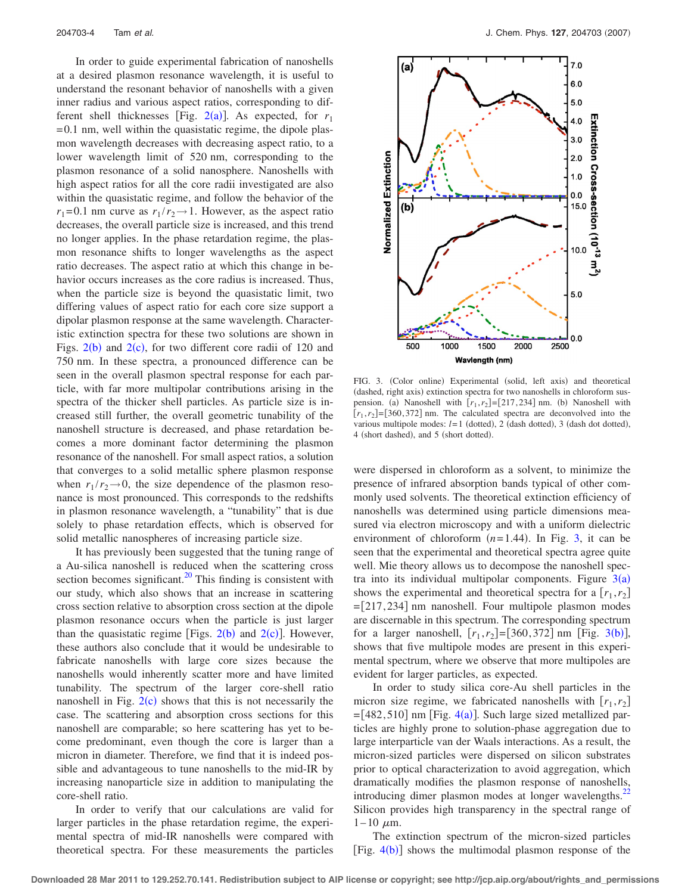In order to guide experimental fabrication of nanoshells at a desired plasmon resonance wavelength, it is useful to understand the resonant behavior of nanoshells with a given inner radius and various aspect ratios, corresponding to different shell thicknesses [Fig. 2(a)]. As expected, for $r_1 = 0.1$ nm, well within the quasistatic regime, the dipole plasmon wavelength decreases with decreasing aspect ratio, to a lower wavelength limit of 520 nm, corresponding to the plasmon resonance of a solid nanosphere. Nanoshells with high aspect ratios for all the core radii investigated are also within the quasistatic regime, and follow the behavior of the $r_1 = 0.1$ nm curve as $r_1/r_2 \rightarrow 1$. However, as the aspect ratio decreases, the overall particle size is increased, and this trend no longer applies. In the phase retardation regime, the plasmon resonance shifts to longer wavelengths as the aspect ratio decreases. The aspect ratio at which this change in behavior occurs increases as the core radius is increased. Thus, when the particle size is beyond the quasistatic limit, two differing values of aspect ratio for each core size support a dipolar plasmon response at the same wavelength. Characteristic extinction spectra for these two solutions are shown in Figs. 2(b) and 2(c), for two different core radii of 120 and 750 nm. In these spectra, a pronounced difference can be seen in the overall plasmon spectral response for each particle, with far more multipolar contributions arising in the spectra of the thicker shell particles. As particle size is increased still further, the overall geometric tunability of the nanoshell structure is decreased, and phase retardation becomes a more dominant factor determining the plasmon resonance of the nanoshell. For small aspect ratios, a solution that converges to a solid metallic sphere plasmon response when $r_1/r_2 \rightarrow 0$, the size dependence of the plasmon resonance is most pronounced. This corresponds to the redshifts in plasmon resonance wavelength, a "tunability" that is due solely to phase retardation effects, which is observed for solid metallic nanospheres of increasing particle size.

It has previously been suggested that the tuning range of a Au-silica nanoshell is reduced when the scattering cross section becomes significant.[20] This finding is consistent with our study, which also shows that an increase in scattering cross section relative to absorption cross section at the dipole plasmon resonance occurs when the particle is just larger than the quasistatic regime [Figs. 2(b) and 2(c)]. However, these authors also conclude that it would be undesirable to fabricate nanoshells with large core sizes because the nanoshells would inherently scatter more and have limited tunability. The spectrum of the larger core-shell ratio nanoshell in Fig. 2(c) shows that this is not necessarily the case. The scattering and absorption cross sections for this nanoshell are comparable; so here scattering has yet to become predominant, even though the core is larger than a micron in diameter. Therefore, we find that it is indeed possible and advantageous to tune nanoshells to the mid-IR by increasing nanoparticle size in addition to manipulating the core-shell ratio.

In order to verify that our calculations are valid for larger particles in the phase retardation regime, the experimental spectra of mid-IR nanoshells were compared with theoretical spectra. For these measurements the particles were dispersed in chloroform as a solvent, to minimize the presence of infrared absorption bands typical of other commonly used solvents. The theoretical extinction efficiency of nanoshells was determined using particle dimensions measured via electron microscopy and with a uniform dielectric environment of chloroform ($n=1.44$). In Fig. 3, it can be seen that the experimental and theoretical spectra agree quite well. Mie theory allows us to decompose the nanoshell spectra into its individual multipolar components. Figure 3(a) shows the experimental and theoretical spectra for a $[r_1, r_2] = [217, 234]$ nm nanoshell. Four multipole plasmon modes are discernable in this spectrum. The corresponding spectrum for a larger nanoshell, $[r_1, r_2] = [360, 372]$ nm [Fig. 3(b)], shows that five multipole modes are present in this experimental spectrum, where we observe that more multipoles are evident for larger particles, as expected.

FIG. 3. (Color online) Experimental (solid, left axis) and theoretical (dashed, right axis) extinction spectra for two nanoshells in chloroform suspension. (a) Nanoshell with $[r_1, r_2] = [217, 234]$ nm. (b) Nanoshell with $[r_1, r_2] = [360, 372]$ nm. The calculated spectra are deconvolved into the various multipole modes: $l=1$ (dotted), 2 (dash dotted), 3 (dash dot dotted), 4 (short dashed), and 5 (short dotted).

In order to study silica core-Au shell particles in the micron size regime, we fabricated nanoshells with $[r_1, r_2] = [482, 510]$ nm [Fig. 4(a)]. Such large sized metallized particles are highly prone to solution-phase aggregation due to large interparticle van der Waals interactions. As a result, the micron-sized particles were dispersed on silicon substrates prior to optical characterization to avoid aggregation, which dramatically modifies the plasmon response of nanoshells, introducing dimer plasmon modes at longer wavelengths.[22] Silicon provides high transparency in the spectral range of 1–10 $\mu$m.

The extinction spectrum of the micron-sized particles [Fig. 4(b)] shows the multimodal plasmon response of the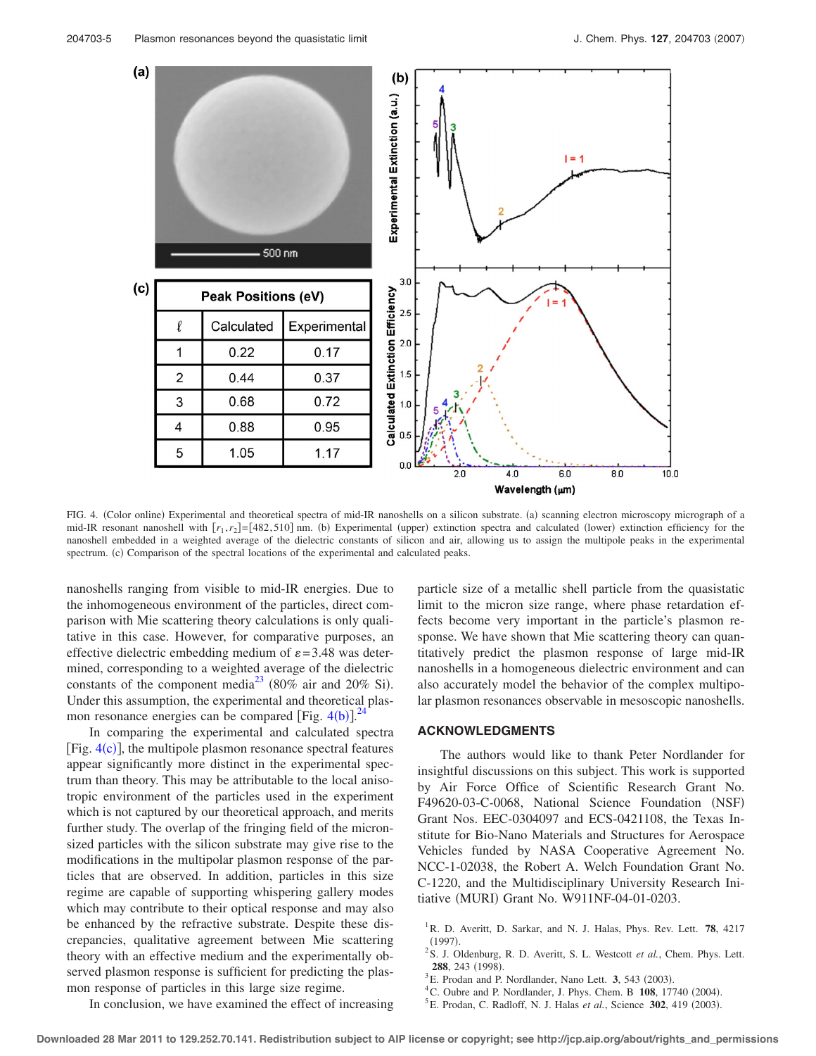(a)

500 nm

(b)

(c)

| Peak Positions (eV) | | |
|---|---|---|
| $\ell$ | Calculated | Experimental |
| 1 | 0.22 | 0.17 |
| 2 | 0.44 | 0.37 |
| 3 | 0.68 | 0.72 |
| 4 | 0.88 | 0.95 |
| 5 | 1.05 | 1.17 |

FIG. 4. (Color online) Experimental and theoretical spectra of mid-IR nanoshells on a silicon substrate. (a) scanning electron microscopy micrograph of a mid-IR resonant nanoshell with $[r_1, r_2]=[482, 510]$ nm. (b) Experimental (upper) extinction spectra and calculated (lower) extinction efficiency for the nanoshell embedded in a weighted average of the dielectric constants of silicon and air, allowing us to assign the multipole peaks in the experimental spectrum. (c) Comparison of the spectral locations of the experimental and calculated peaks.

nanoshells ranging from visible to mid-IR energies. Due to the inhomogeneous environment of the particles, direct comparison with Mie scattering theory calculations is only qualitative in this case. However, for comparative purposes, an effective dielectric embedding medium of $\varepsilon = 3.48$ was determined, corresponding to a weighted average of the dielectric constants of the component media[23] (80% air and 20% Si). Under this assumption, the experimental and theoretical plasmon resonance energies can be compared [Fig. 4(b)].[24]

In comparing the experimental and calculated spectra [Fig. 4(c)], the multipole plasmon resonance spectral features appear significantly more distinct in the experimental spectrum than theory. This may be attributable to the local anisotropic environment of the particles used in the experiment which is not captured by our theoretical approach, and merits further study. The overlap of the fringing field of the micron-sized particles with the silicon substrate may give rise to the modifications in the multipolar plasmon response of the particles that are observed. In addition, particles in this size regime are capable of supporting whispering gallery modes which may contribute to their optical response and may also be enhanced by the refractive substrate. Despite these discrepancies, qualitative agreement between Mie scattering theory with an effective medium and the experimentally observed plasmon response is sufficient for predicting the plasmon response of particles in this large size regime.

In conclusion, we have examined the effect of increasing particle size of a metallic shell particle from the quasistatic limit to the micron size range, where phase retardation effects become very important in the particle's plasmon response. We have shown that Mie scattering theory can quantitatively predict the plasmon response of large mid-IR nanoshells in a homogeneous dielectric environment and can also accurately model the behavior of the complex multipolar plasmon resonances observable in mesoscopic nanoshells.

## ACKNOWLEDGMENTS

The authors would like to thank Peter Nordlander for insightful discussions on this subject. This work is supported by Air Force Office of Scientific Research Grant No. F49620-03-C-0068, National Science Foundation (NSF) Grant Nos. EEC-0304097 and ECS-0421108, the Texas Institute for Bio-Nano Materials and Structures for Aerospace Vehicles funded by NASA Cooperative Agreement No. NCC-1-02038, the Robert A. Welch Foundation Grant No. C-1220, and the Multidisciplinary University Research Initiative (MURI) Grant No. W911NF-04-01-0203.

[1] R. D. Averitt, D. Sarkar, and N. J. Halas, Phys. Rev. Lett. **78**, 4217 (1997).

[2] S. J. Oldenburg, R. D. Averitt, S. L. Westcott *et al.*, Chem. Phys. Lett. **288**, 243 (1998).

[3] E. Prodan and P. Nordlander, Nano Lett. **3**, 543 (2003).

[4] C. Oubre and P. Nordlander, J. Phys. Chem. B **108**, 17740 (2004).

[5] E. Prodan, C. Radloff, N. J. Halas *et al.*, Science **302**, 419 (2003).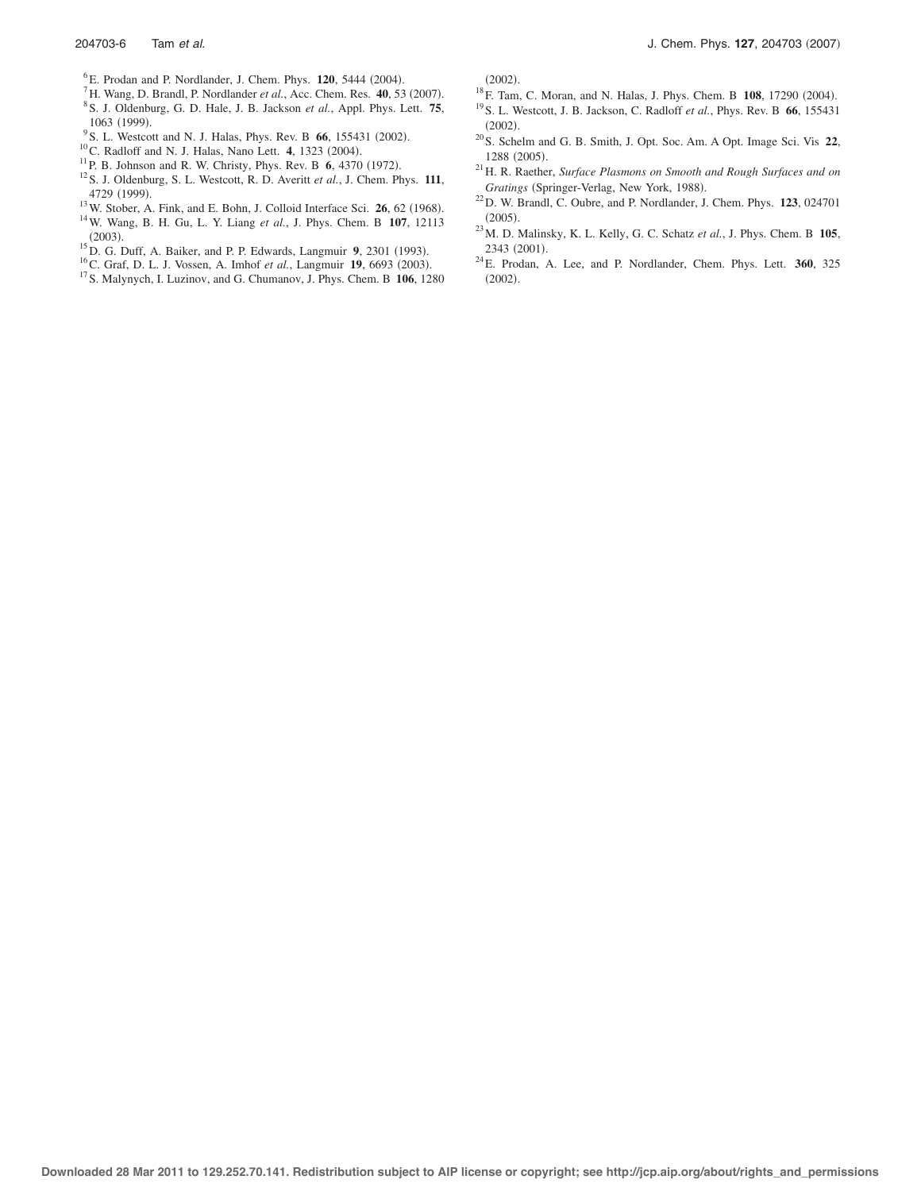[6] E. Prodan and P. Nordlander, J. Chem. Phys. **120**, 5444 (2004).

[7] H. Wang, D. Brandl, P. Nordlander *et al.*, Acc. Chem. Res. **40**, 53 (2007).

[8] S. J. Oldenburg, G. D. Hale, J. B. Jackson *et al.*, Appl. Phys. Lett. **75**, 1063 (1999).

[9] S. L. Westcott and N. J. Halas, Phys. Rev. B **66**, 155431 (2002).

[10] C. Radloff and N. J. Halas, Nano Lett. **4**, 1323 (2004).

[11] P. B. Johnson and R. W. Christy, Phys. Rev. B **6**, 4370 (1972).

[12] S. J. Oldenburg, S. L. Westcott, R. D. Averitt *et al.*, J. Chem. Phys. **111**, 4729 (1999).

[13] W. Stober, A. Fink, and E. Bohn, J. Colloid Interface Sci. **26**, 62 (1968).

[14] W. Wang, B. H. Gu, L. Y. Liang *et al.*, J. Phys. Chem. B **107**, 12113 (2003).

[15] D. G. Duff, A. Baiker, and P. P. Edwards, Langmuir **9**, 2301 (1993).

[16] C. Graf, D. L. J. Vossen, A. Imhof *et al.*, Langmuir **19**, 6693 (2003).

[17] S. Malynych, I. Luzinov, and G. Chumanov, J. Phys. Chem. B **106**, 1280 (2002).

[18] F. Tam, C. Moran, and N. Halas, J. Phys. Chem. B **108**, 17290 (2004).

[19] S. L. Westcott, J. B. Jackson, C. Radloff *et al.*, Phys. Rev. B **66**, 155431 (2002).

[20] S. Schelm and G. B. Smith, J. Opt. Soc. Am. A Opt. Image Sci. Vis **22**, 1288 (2005).

[21] H. R. Raether, *Surface Plasmons on Smooth and Rough Surfaces and on Gratings* (Springer-Verlag, New York, 1988).

[22] D. W. Brandl, C. Oubre, and P. Nordlander, J. Chem. Phys. **123**, 024701 (2005).

[23] M. D. Malinsky, K. L. Kelly, G. C. Schatz *et al.*, J. Phys. Chem. B **105**, 2343 (2001).

[24] E. Prodan, A. Lee, and P. Nordlander, Chem. Phys. Lett. **360**, 325 (2002).